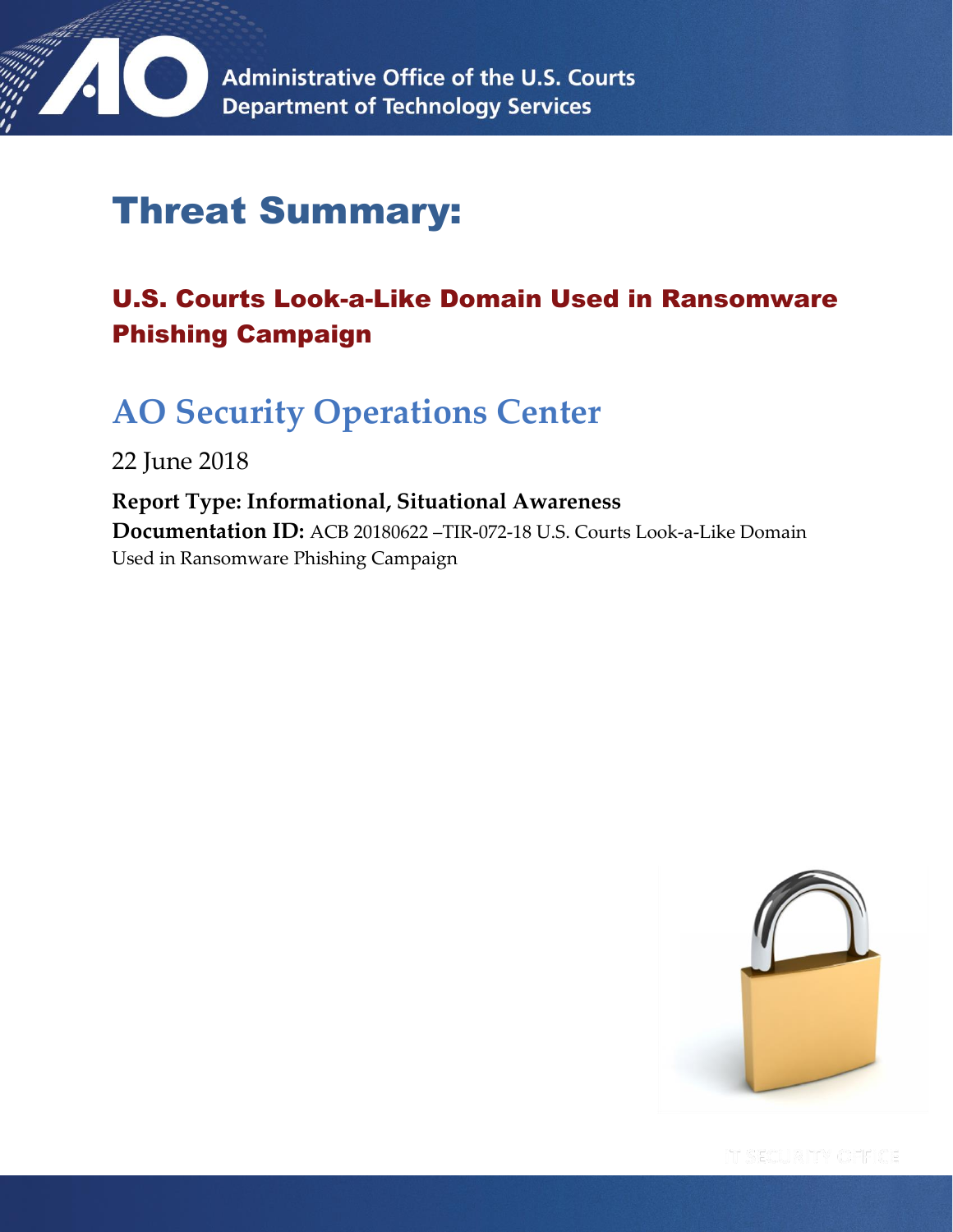Administrative Office of the U.S. Courts
Department of Technology Services

# Threat Summary:

## U.S. Courts Look-a-Like Domain Used in Ransomware Phishing Campaign

## AO Security Operations Center

22 June 2018

**Report Type: Informational, Situational Awareness**
**Documentation ID:** ACB 20180622 –TIR-072-18 U.S. Courts Look-a-Like Domain Used in Ransomware Phishing Campaign

IT SECURITY OFFICE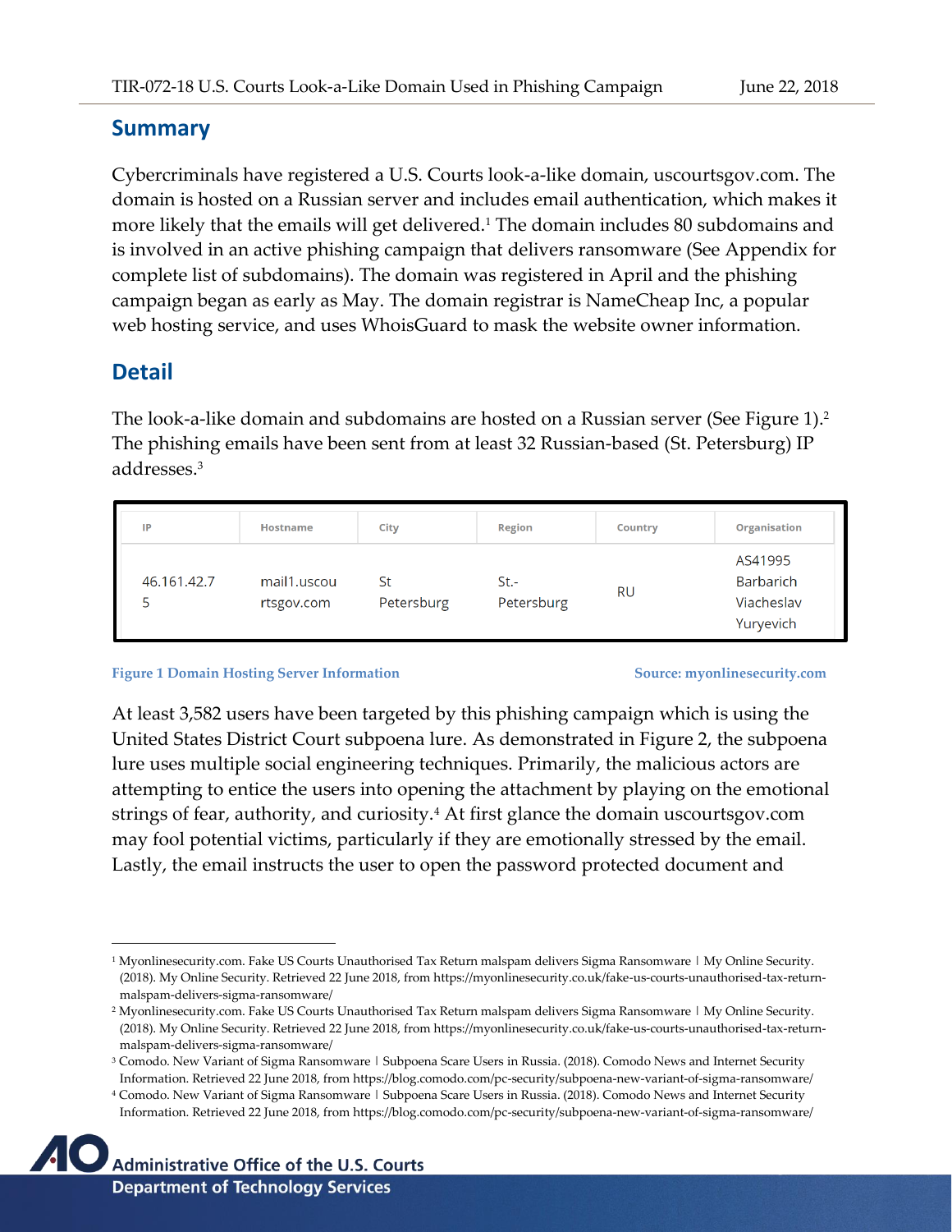## Summary

Cybercriminals have registered a U.S. Courts look-a-like domain, uscourtsgov.com. The domain is hosted on a Russian server and includes email authentication, which makes it more likely that the emails will get delivered.[1] The domain includes 80 subdomains and is involved in an active phishing campaign that delivers ransomware (See Appendix for complete list of subdomains). The domain was registered in April and the phishing campaign began as early as May. The domain registrar is NameCheap Inc, a popular web hosting service, and uses WhoisGuard to mask the website owner information.

## Detail

The look-a-like domain and subdomains are hosted on a Russian server (See Figure 1).[2] The phishing emails have been sent from at least 32 Russian-based (St. Petersburg) IP addresses.[3]

| IP | Hostname | City | Region | Country | Organisation |
|---|---|---|---|---|---|
| 46.161.42.75 | mail1.uscourtsgov.com | St Petersburg | St.-Petersburg | RU | AS41995 Barbarich Viacheslav Yuryevich |

Figure 1 Domain Hosting Server Information Source: myonlinesecurity.com

At least 3,582 users have been targeted by this phishing campaign which is using the United States District Court subpoena lure. As demonstrated in Figure 2, the subpoena lure uses multiple social engineering techniques. Primarily, the malicious actors are attempting to entice the users into opening the attachment by playing on the emotional strings of fear, authority, and curiosity.[4] At first glance the domain uscourtsgov.com may fool potential victims, particularly if they are emotionally stressed by the email. Lastly, the email instructs the user to open the password protected document and

---

[1] Myonlinesecurity.com. Fake US Courts Unauthorised Tax Return malspam delivers Sigma Ransomware | My Online Security. (2018). My Online Security. Retrieved 22 June 2018, from https://myonlinesecurity.co.uk/fake-us-courts-unauthorised-tax-return-malspam-delivers-sigma-ransomware/

[2] Myonlinesecurity.com. Fake US Courts Unauthorised Tax Return malspam delivers Sigma Ransomware | My Online Security. (2018). My Online Security. Retrieved 22 June 2018, from https://myonlinesecurity.co.uk/fake-us-courts-unauthorised-tax-return-malspam-delivers-sigma-ransomware/

[3] Comodo. New Variant of Sigma Ransomware | Subpoena Scare Users in Russia. (2018). Comodo News and Internet Security Information. Retrieved 22 June 2018, from https://blog.comodo.com/pc-security/subpoena-new-variant-of-sigma-ransomware/

[4] Comodo. New Variant of Sigma Ransomware | Subpoena Scare Users in Russia. (2018). Comodo News and Internet Security Information. Retrieved 22 June 2018, from https://blog.comodo.com/pc-security/subpoena-new-variant-of-sigma-ransomware/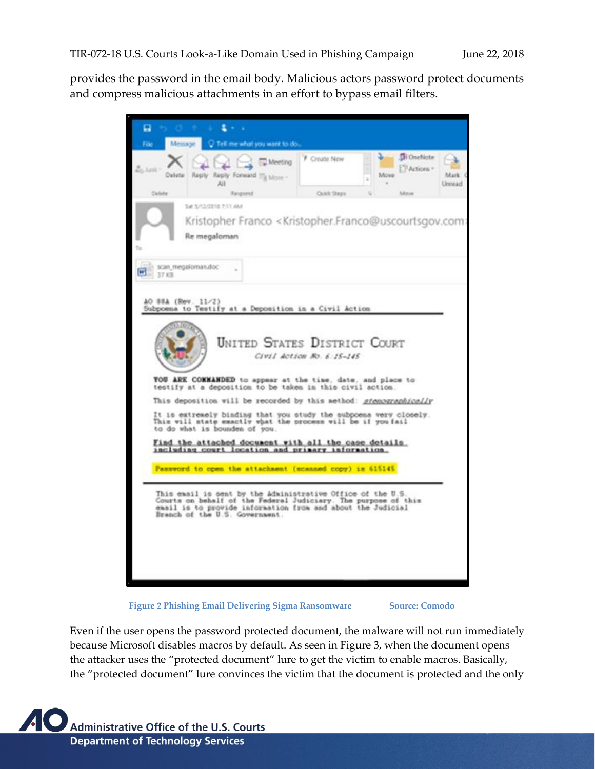provides the password in the email body. Malicious actors password protect documents and compress malicious attachments in an effort to bypass email filters.

Figure 2 Phishing Email Delivering Sigma Ransomware Source: Comodo

Even if the user opens the password protected document, the malware will not run immediately because Microsoft disables macros by default. As seen in Figure 3, when the document opens the attacker uses the "protected document" lure to get the victim to enable macros. Basically, the "protected document" lure convinces the victim that the document is protected and the only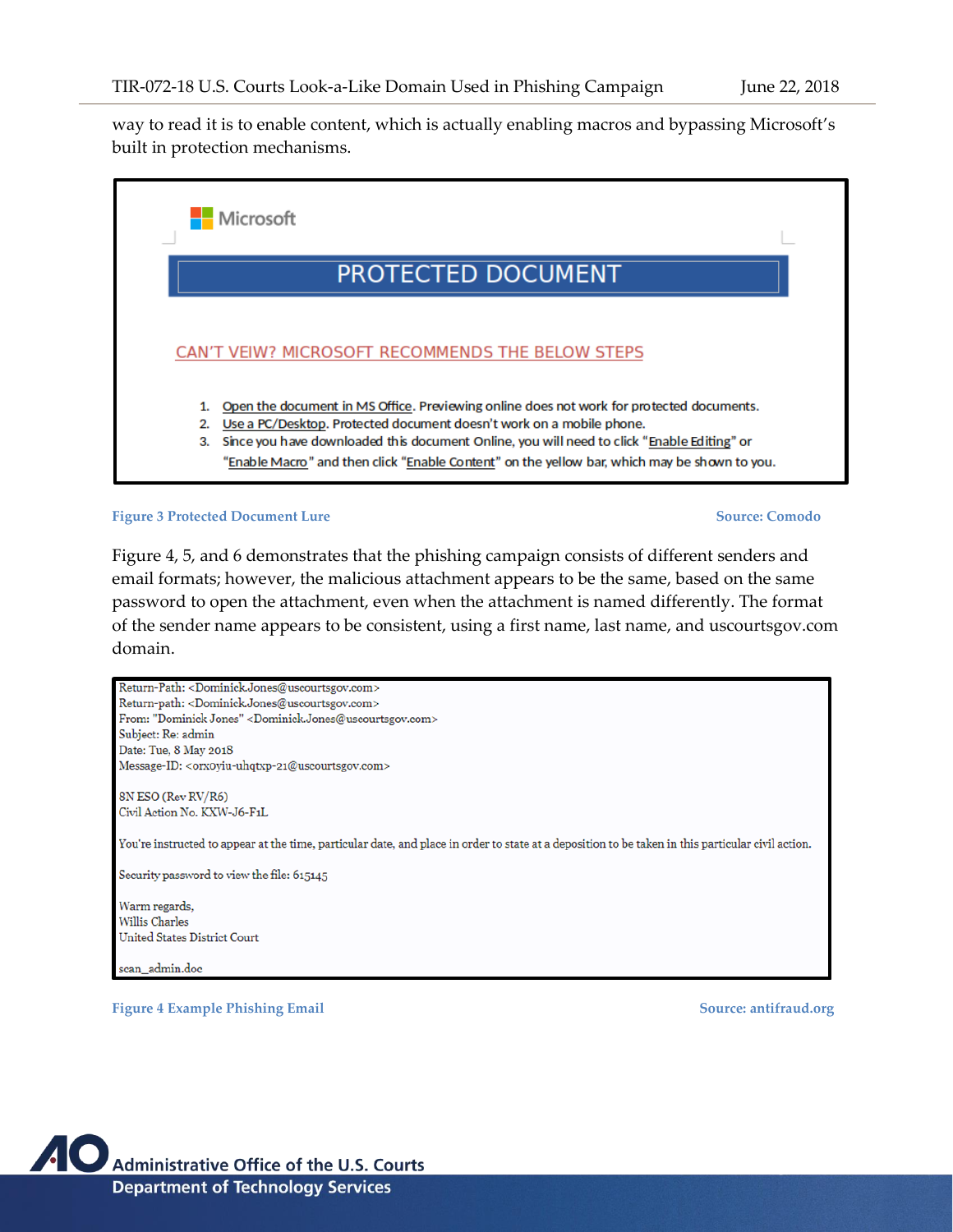way to read it is to enable content, which is actually enabling macros and bypassing Microsoft's built in protection mechanisms.

Microsoft

PROTECTED DOCUMENT

CAN'T VEIW? MICROSOFT RECOMMENDS THE BELOW STEPS

1. Open the document in MS Office. Previewing online does not work for protected documents.
2. Use a PC/Desktop. Protected document doesn't work on a mobile phone.
3. Since you have downloaded this document Online, you will need to click "Enable Editing" or "Enable Macro" and then click "Enable Content" on the yellow bar, which may be shown to you.

**Figure 3 Protected Document Lure** **Source: Comodo**

Figure 4, 5, and 6 demonstrates that the phishing campaign consists of different senders and email formats; however, the malicious attachment appears to be the same, based on the same password to open the attachment, even when the attachment is named differently. The format of the sender name appears to be consistent, using a first name, last name, and uscourtsgov.com domain.

```
Return-Path: <Dominick.Jones@uscourtsgov.com>
Return-path: <Dominick.Jones@uscourtsgov.com>
From: "Dominick Jones" <Dominick.Jones@uscourtsgov.com>
Subject: Re: admin
Date: Tue, 8 May 2018
Message-ID: <orxoyiu-uhqtxp-21@uscourtsgov.com>

8N ESO (Rev RV/R6)
Civil Action No. KXW-J6-F1L

You're instructed to appear at the time, particular date, and place in order to state at a deposition to be taken in this particular civil action.

Security password to view the file: 615145

Warm regards,
Willis Charles
United States District Court

scan_admin.doc
```

**Figure 4 Example Phishing Email** **Source: antifraud.org**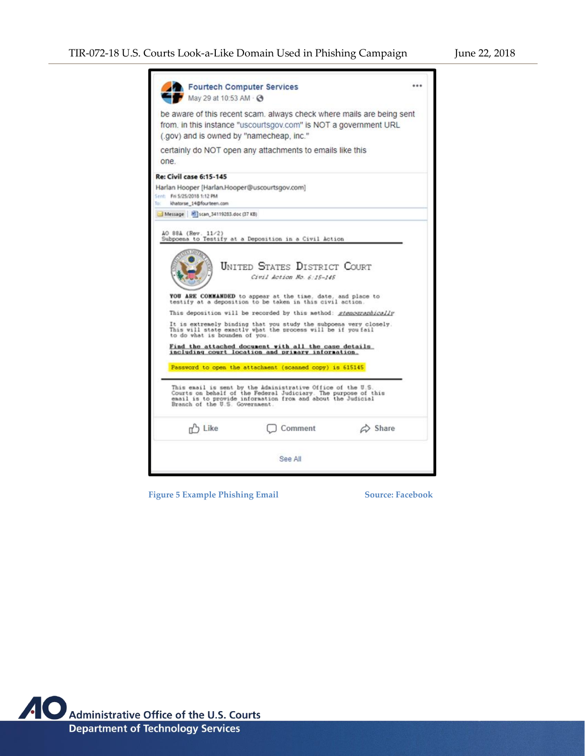Fourtech Computer Services

May 29 at 10:53 AM

be aware of this recent scam. always check where mails are being sent from. in this instance "uscourtsgov.com" is NOT a government URL (.gov) and is owned by "namecheap, inc."

certainly do NOT open any attachments to emails like this one.

**Re: Civil case 6:15-145**

Harlan Hooper [Harlan.Hooper@uscourtsgov.com]

Sent: Fri 5/25/2018 1:12 PM

To: khatorse_14@fourteen.com

Message | scan_34119283.doc (37 KB)

AO 88A (Rev. 11/2)
Subpoena to Testify at a Deposition in a Civil Action

UNITED STATES DISTRICT COURT

*Civil Action No. 6:15-145*

**YOU ARE COMMANDED** to appear at the time, date, and place to testify at a deposition to be taken in this civil action.

This deposition will be recorded by this method: *stenographically*

It is extremely binding that you study the subpoena very closely. This will state exactly what the process will be if you fail to do what is bounden of you.

**Find the attached document with all the case details including court location and primary information.**

Password to open the attachment (scanned copy) is 615145

This email is sent by the Administrative Office of the U.S. Courts on behalf of the Federal Judiciary. The purpose of this email is to provide information from and about the Judicial Branch of the U.S. Government.

Like Comment Share

See All

Figure 5 Example Phishing Email Source: Facebook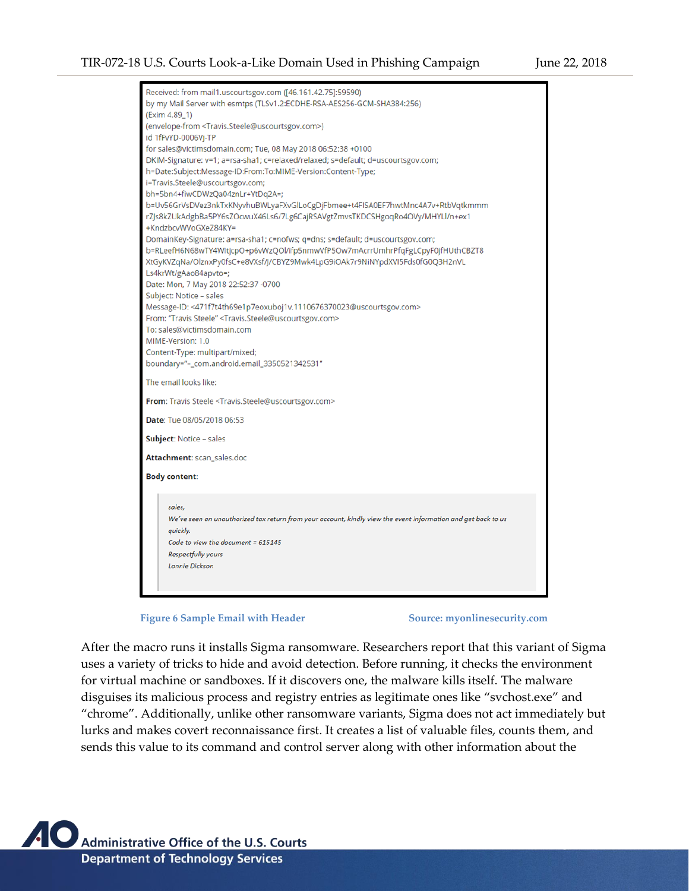```
Received: from mail1.uscourtsgov.com ([46.161.42.75]:59590)
by my Mail Server with esmtps (TLSv1.2:ECDHE-RSA-AES256-GCM-SHA384:256)
(Exim 4.89_1)
(envelope-from <Travis.Steele@uscourtsgov.com>)
id 1fFvYD-0006Vj-TP
for sales@victimsdomain.com; Tue, 08 May 2018 06:52:38 +0100
DKIM-Signature: v=1; a=rsa-sha1; c=relaxed/relaxed; s=default; d=uscourtsgov.com;
h=Date:Subject:Message-ID:From:To:MIME-Version:Content-Type;
i=Travis.Steele@uscourtsgov.com;
bh=5bn4+fiwCDWzQa04znLr+YtDq2A=;
b=Uv56GrVsDVez3nkTxKNyvhuBWLyaFXvGlLoCgDjFbmee+t4FISA0EF7hwtMnc4A7v+RtbVqtkmmm
rZJs8kZUkAdgbBa5PY6sZOcwuX46Ls6/7Lg6CajRSAVgtZmvsTKDCSHgoqRo4OVy/MHYLI/n+ex1
+KndzbcvWVoGXeZ84KY=
DomainKey-Signature: a=rsa-sha1; c=nofws; q=dns; s=default; d=uscourtsgov.com;
b=RLeefH6N68wTY4WItjcpO+p6vWzQOl/ifp5nmwVfP5Ow7mAcrrUmhrPfqFgLCpyF0jfHUthCBZT8
XtGyKVZqNa/OlznxPy0fsC+e8VXsf/J/CBYZ9Mwk4LpG9iOAk7r9NiNYpdXVI5Fds0fG0Q3H2nVL
Ls4krWt/gAao84apvto=;
Date: Mon, 7 May 2018 22:52:37 -0700
Subject: Notice – sales
Message-ID: <471f7t4th69e1p7eoxuboj1v.1110676370023@uscourtsgov.com>
From: "Travis Steele" <Travis.Steele@uscourtsgov.com>
To: sales@victimsdomain.com
MIME-Version: 1.0
Content-Type: multipart/mixed;
boundary="-_com.android.email_3350521342531"
```

The email looks like:

**From**: Travis Steele <Travis.Steele@uscourtsgov.com>

**Date**: Tue 08/05/2018 06:53

**Subject**: Notice – sales

**Attachment**: scan_sales.doc

**Body content**:

> *sales,*
>
> *We've seen an unauthorized tax return from your account, kindly view the event information and get back to us quickly.*
>
> *Code to view the document = 615145*
>
> *Respectfully yours*
>
> *Lonnie Dickson*

**Figure 6 Sample Email with Header** **Source: myonlinesecurity.com**

After the macro runs it installs Sigma ransomware. Researchers report that this variant of Sigma uses a variety of tricks to hide and avoid detection. Before running, it checks the environment for virtual machine or sandboxes. If it discovers one, the malware kills itself. The malware disguises its malicious process and registry entries as legitimate ones like "svchost.exe" and "chrome". Additionally, unlike other ransomware variants, Sigma does not act immediately but lurks and makes covert reconnaissance first. It creates a list of valuable files, counts them, and sends this value to its command and control server along with other information about the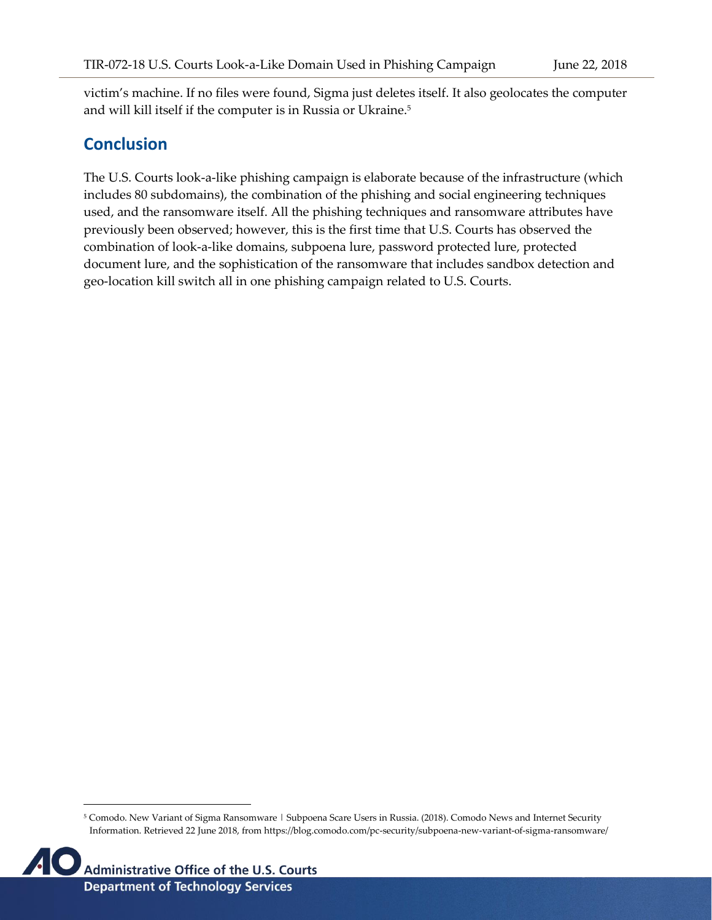victim's machine. If no files were found, Sigma just deletes itself. It also geolocates the computer and will kill itself if the computer is in Russia or Ukraine.[5]

## Conclusion

The U.S. Courts look-a-like phishing campaign is elaborate because of the infrastructure (which includes 80 subdomains), the combination of the phishing and social engineering techniques used, and the ransomware itself. All the phishing techniques and ransomware attributes have previously been observed; however, this is the first time that U.S. Courts has observed the combination of look-a-like domains, subpoena lure, password protected lure, protected document lure, and the sophistication of the ransomware that includes sandbox detection and geo-location kill switch all in one phishing campaign related to U.S. Courts.

[5] Comodo. New Variant of Sigma Ransomware | Subpoena Scare Users in Russia. (2018). Comodo News and Internet Security Information. Retrieved 22 June 2018, from https://blog.comodo.com/pc-security/subpoena-new-variant-of-sigma-ransomware/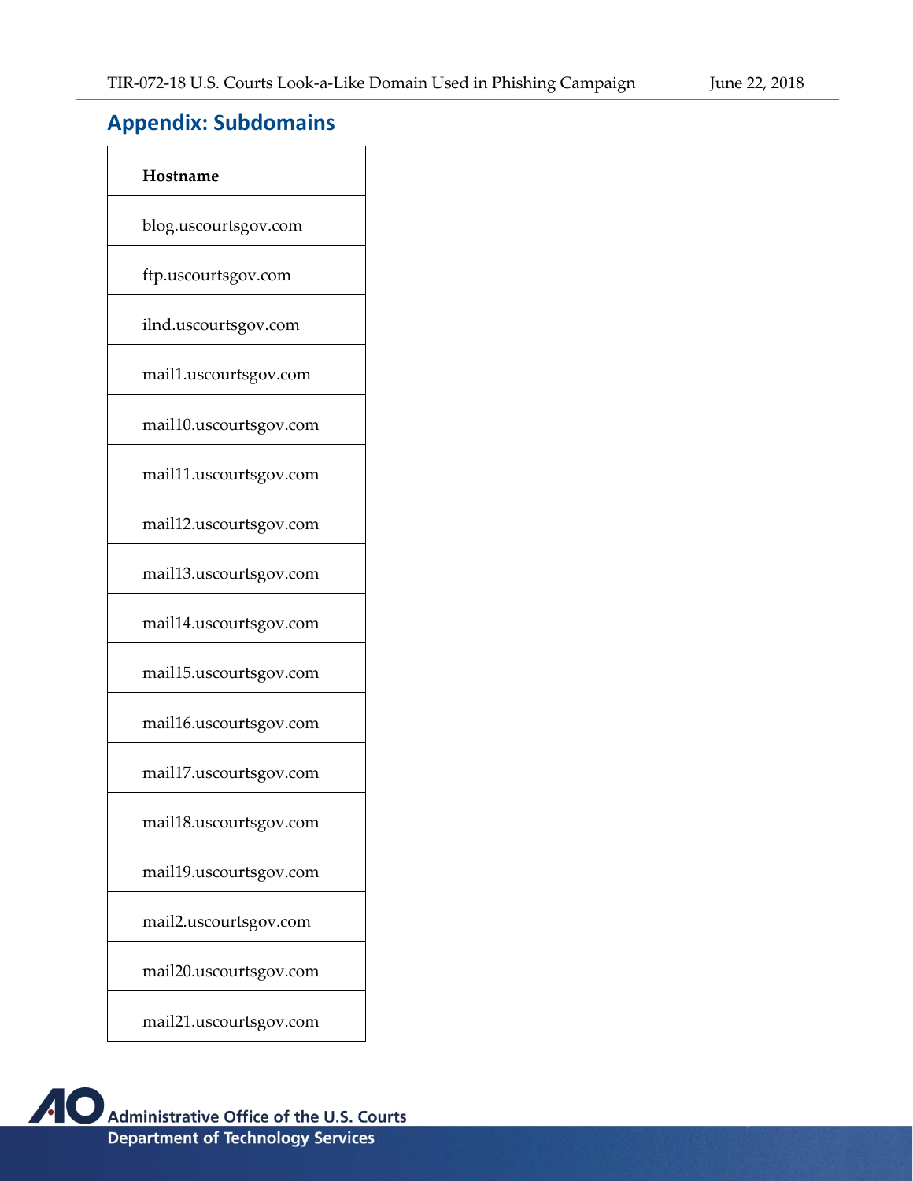## Appendix: Subdomains

| Hostname |
|---|
| blog.uscourtsgov.com |
| ftp.uscourtsgov.com |
| ilnd.uscourtsgov.com |
| mail1.uscourtsgov.com |
| mail10.uscourtsgov.com |
| mail11.uscourtsgov.com |
| mail12.uscourtsgov.com |
| mail13.uscourtsgov.com |
| mail14.uscourtsgov.com |
| mail15.uscourtsgov.com |
| mail16.uscourtsgov.com |
| mail17.uscourtsgov.com |
| mail18.uscourtsgov.com |
| mail19.uscourtsgov.com |
| mail2.uscourtsgov.com |
| mail20.uscourtsgov.com |
| mail21.uscourtsgov.com |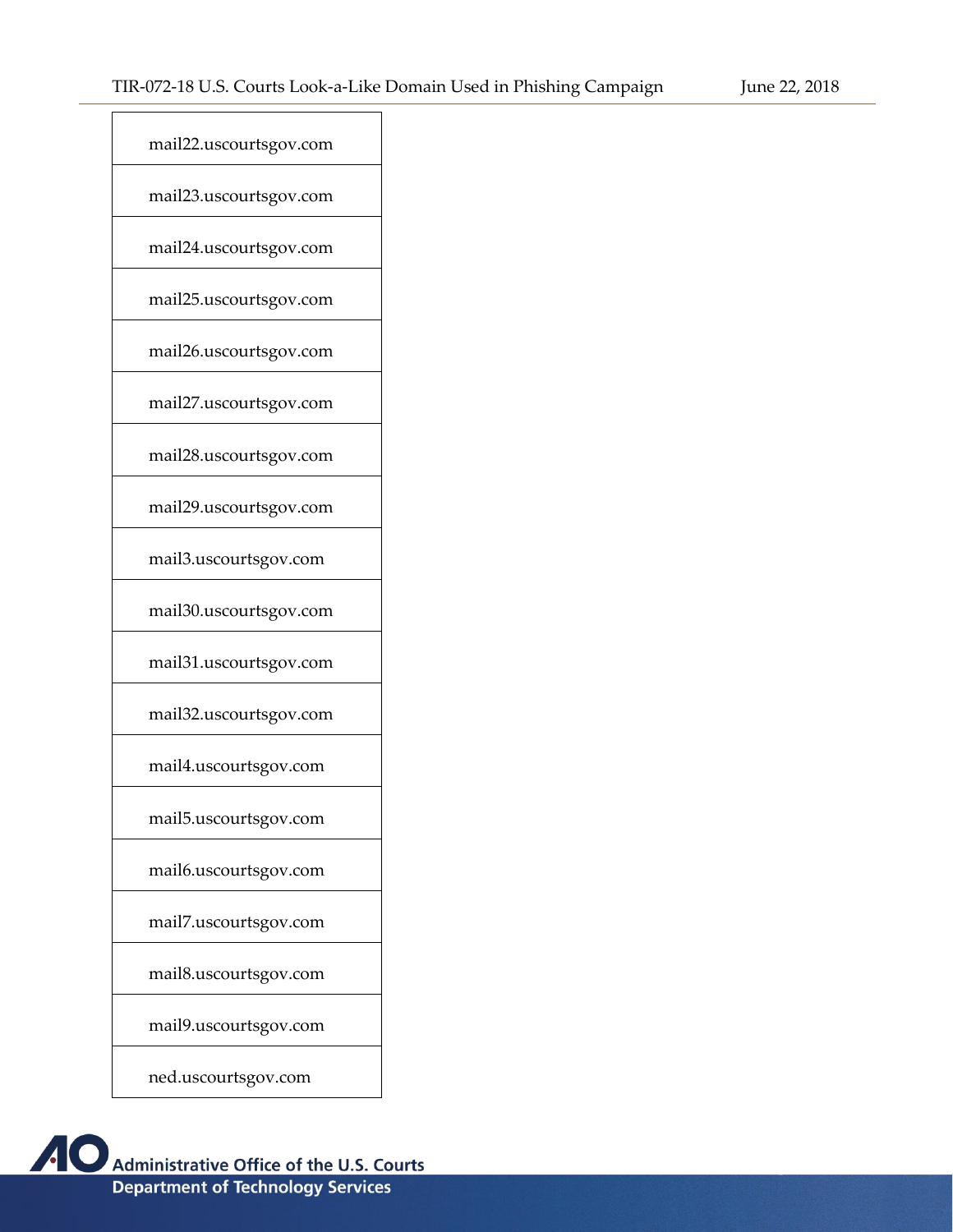| |
|---|
| mail22.uscourtsgov.com |
| mail23.uscourtsgov.com |
| mail24.uscourtsgov.com |
| mail25.uscourtsgov.com |
| mail26.uscourtsgov.com |
| mail27.uscourtsgov.com |
| mail28.uscourtsgov.com |
| mail29.uscourtsgov.com |
| mail3.uscourtsgov.com |
| mail30.uscourtsgov.com |
| mail31.uscourtsgov.com |
| mail32.uscourtsgov.com |
| mail4.uscourtsgov.com |
| mail5.uscourtsgov.com |
| mail6.uscourtsgov.com |
| mail7.uscourtsgov.com |
| mail8.uscourtsgov.com |
| mail9.uscourtsgov.com |
| ned.uscourtsgov.com |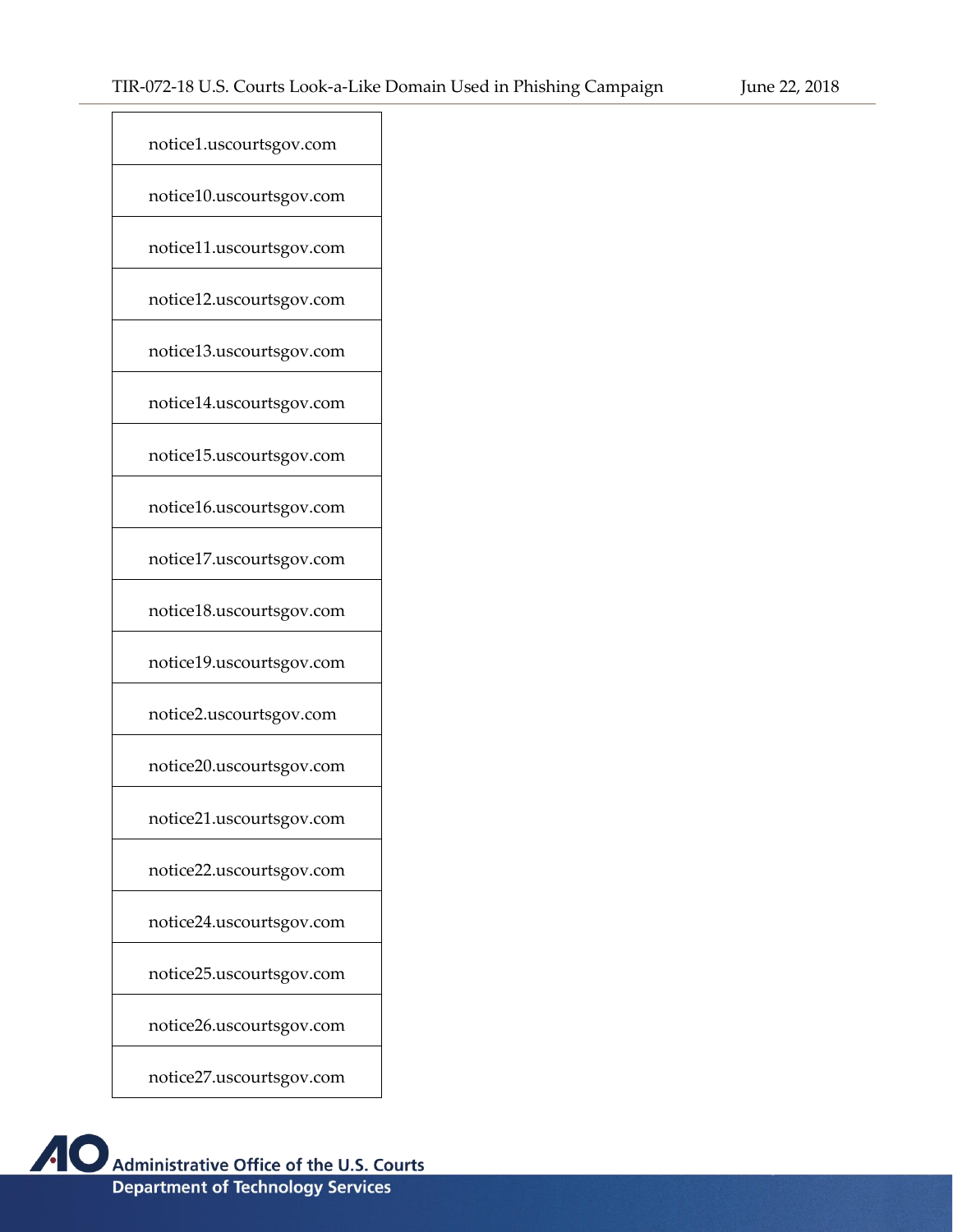| notice1.uscourtsgov.com |
|---|
| notice10.uscourtsgov.com |
| notice11.uscourtsgov.com |
| notice12.uscourtsgov.com |
| notice13.uscourtsgov.com |
| notice14.uscourtsgov.com |
| notice15.uscourtsgov.com |
| notice16.uscourtsgov.com |
| notice17.uscourtsgov.com |
| notice18.uscourtsgov.com |
| notice19.uscourtsgov.com |
| notice2.uscourtsgov.com |
| notice20.uscourtsgov.com |
| notice21.uscourtsgov.com |
| notice22.uscourtsgov.com |
| notice24.uscourtsgov.com |
| notice25.uscourtsgov.com |
| notice26.uscourtsgov.com |
| notice27.uscourtsgov.com |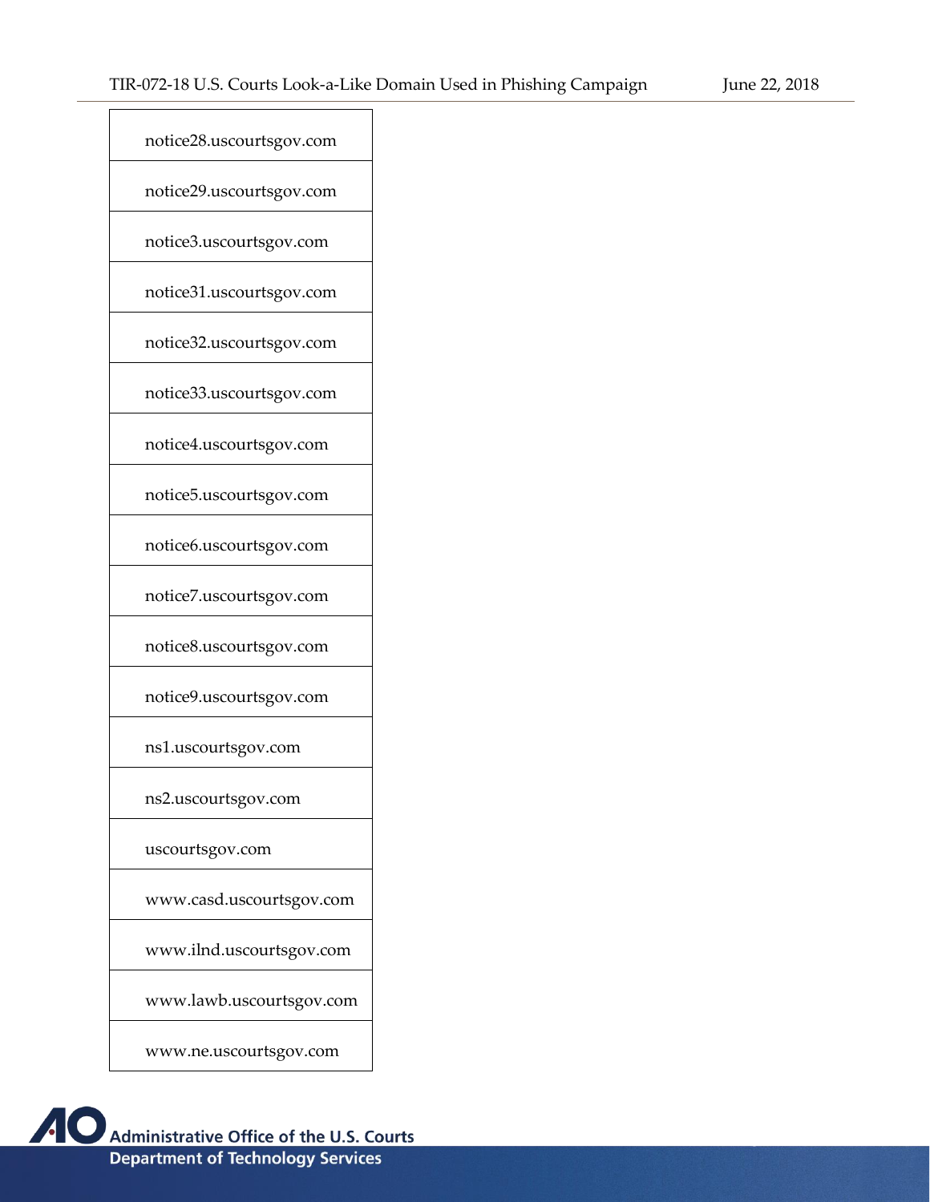| |
|---|
| notice28.uscourtsgov.com |
| notice29.uscourtsgov.com |
| notice3.uscourtsgov.com |
| notice31.uscourtsgov.com |
| notice32.uscourtsgov.com |
| notice33.uscourtsgov.com |
| notice4.uscourtsgov.com |
| notice5.uscourtsgov.com |
| notice6.uscourtsgov.com |
| notice7.uscourtsgov.com |
| notice8.uscourtsgov.com |
| notice9.uscourtsgov.com |
| ns1.uscourtsgov.com |
| ns2.uscourtsgov.com |
| uscourtsgov.com |
| www.casd.uscourtsgov.com |
| www.ilnd.uscourtsgov.com |
| www.lawb.uscourtsgov.com |
| www.ne.uscourtsgov.com |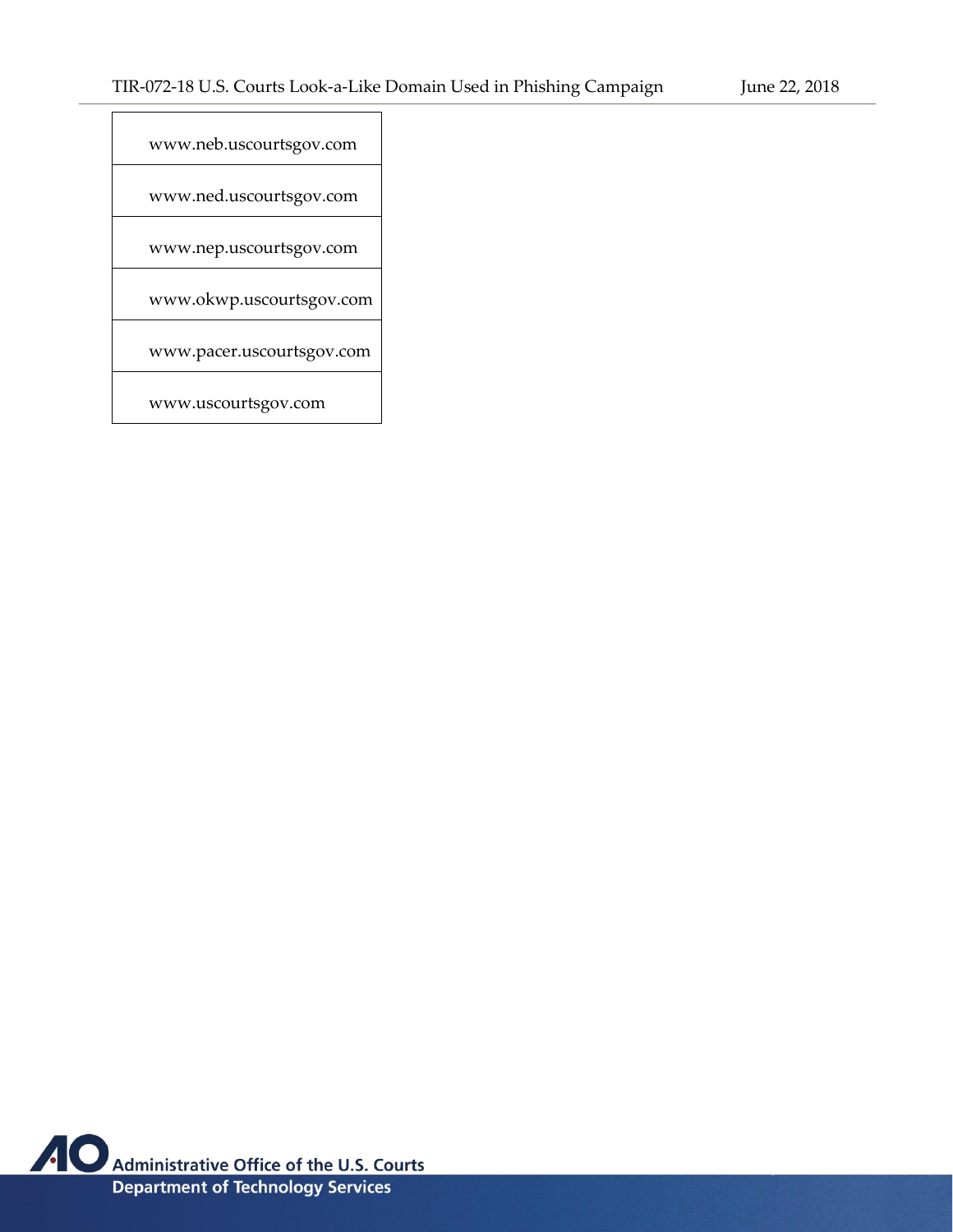| |
|---|
| www.neb.uscourtsgov.com |
| www.ned.uscourtsgov.com |
| www.nep.uscourtsgov.com |
| www.okwp.uscourtsgov.com |
| www.pacer.uscourtsgov.com |
| www.uscourtsgov.com |